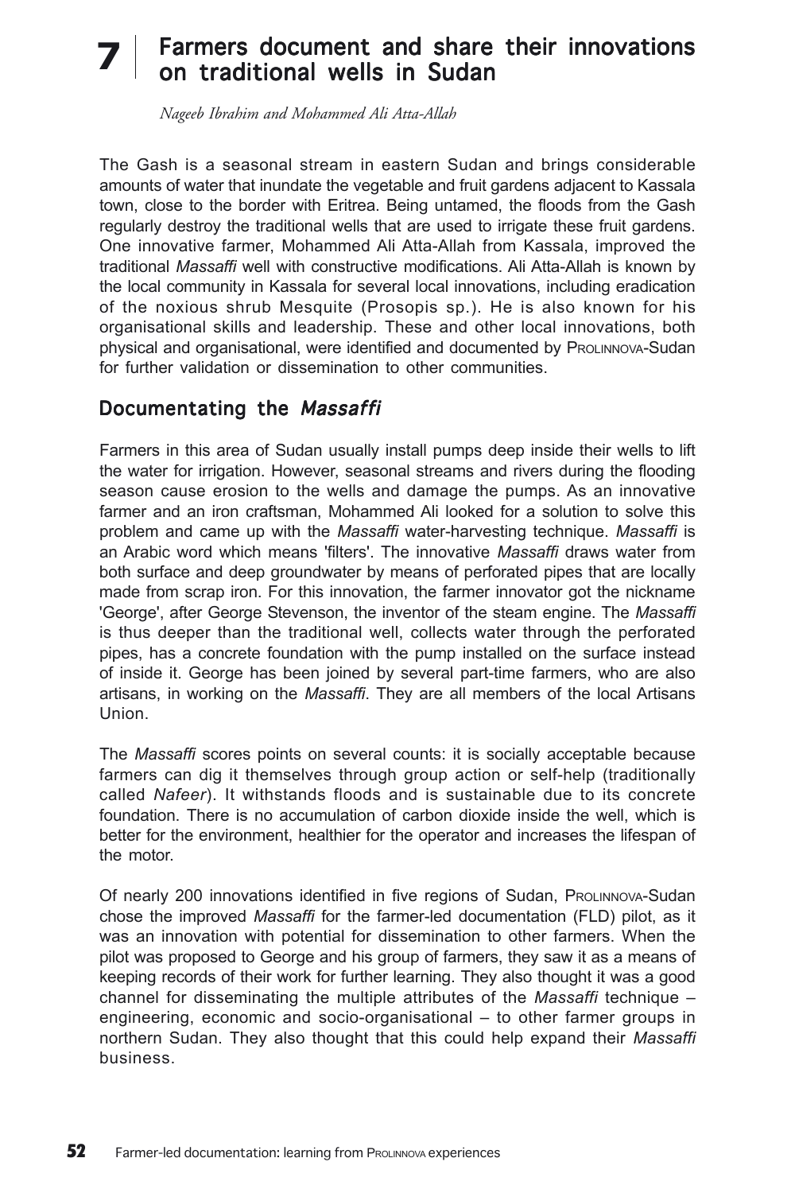# 7 Farmers document and share their innovations on traditional wells in Sudan

*Nageeb Ibrahim and Mohammed Ali Atta-Allah*

The Gash is a seasonal stream in eastern Sudan and brings considerable amounts of water that inundate the vegetable and fruit gardens adjacent to Kassala town, close to the border with Eritrea. Being untamed, the floods from the Gash regularly destroy the traditional wells that are used to irrigate these fruit gardens. One innovative farmer, Mohammed Ali Atta-Allah from Kassala, improved the traditional *Massaffi* well with constructive modifications. Ali Atta-Allah is known by the local community in Kassala for several local innovations, including eradication of the noxious shrub Mesquite (Prosopis sp.). He is also known for his organisational skills and leadership. These and other local innovations, both physical and organisational, were identified and documented by PROLINNOVA-Sudan for further validation or dissemination to other communities.

## Documentating the *Massaffi*

Farmers in this area of Sudan usually install pumps deep inside their wells to lift the water for irrigation. However, seasonal streams and rivers during the flooding season cause erosion to the wells and damage the pumps. As an innovative farmer and an iron craftsman, Mohammed Ali looked for a solution to solve this problem and came up with the *Massaffi* water-harvesting technique. *Massaffi* is an Arabic word which means 'filters'. The innovative *Massaffi* draws water from both surface and deep groundwater by means of perforated pipes that are locally made from scrap iron. For this innovation, the farmer innovator got the nickname 'George', after George Stevenson, the inventor of the steam engine. The *Massaffi* is thus deeper than the traditional well, collects water through the perforated pipes, has a concrete foundation with the pump installed on the surface instead of inside it. George has been joined by several part-time farmers, who are also artisans, in working on the *Massaffi*. They are all members of the local Artisans Union.

The *Massaffi* scores points on several counts: it is socially acceptable because farmers can dig it themselves through group action or self-help (traditionally called *Nafeer*). It withstands floods and is sustainable due to its concrete foundation. There is no accumulation of carbon dioxide inside the well, which is better for the environment, healthier for the operator and increases the lifespan of the motor.

Of nearly 200 innovations identified in five regions of Sudan, PROLINNOVA-Sudan chose the improved *Massaffi* for the farmer-led documentation (FLD) pilot, as it was an innovation with potential for dissemination to other farmers. When the pilot was proposed to George and his group of farmers, they saw it as a means of keeping records of their work for further learning. They also thought it was a good channel for disseminating the multiple attributes of the *Massaffi* technique – engineering, economic and socio-organisational – to other farmer groups in northern Sudan. They also thought that this could help expand their *Massaffi* business.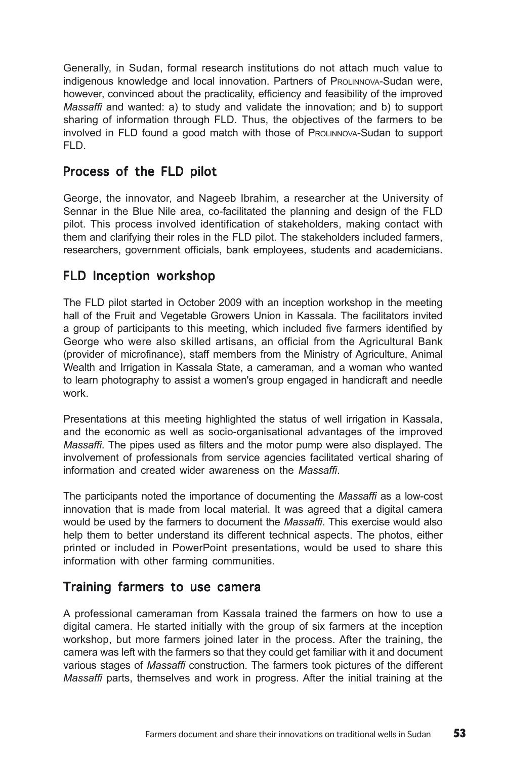Generally, in Sudan, formal research institutions do not attach much value to indigenous knowledge and local innovation. Partners of Prolinnova-Sudan were, however, convinced about the practicality, efficiency and feasibility of the improved *Massaffi* and wanted: a) to study and validate the innovation; and b) to support sharing of information through FLD. Thus, the objectives of the farmers to be involved in FLD found a good match with those of Prolinnova-Sudan to support FLD.

## Process of the FLD pilot

George, the innovator, and Nageeb Ibrahim, a researcher at the University of Sennar in the Blue Nile area, co-facilitated the planning and design of the FLD pilot. This process involved identification of stakeholders, making contact with them and clarifying their roles in the FLD pilot. The stakeholders included farmers, researchers, government officials, bank employees, students and academicians.

## FLD Inception workshop

The FLD pilot started in October 2009 with an inception workshop in the meeting hall of the Fruit and Vegetable Growers Union in Kassala. The facilitators invited a group of participants to this meeting, which included five farmers identified by George who were also skilled artisans, an official from the Agricultural Bank (provider of microfinance), staff members from the Ministry of Agriculture, Animal Wealth and Irrigation in Kassala State, a cameraman, and a woman who wanted to learn photography to assist a women's group engaged in handicraft and needle work.

Presentations at this meeting highlighted the status of well irrigation in Kassala, and the economic as well as socio-organisational advantages of the improved *Massaffi*. The pipes used as filters and the motor pump were also displayed. The involvement of professionals from service agencies facilitated vertical sharing of information and created wider awareness on the *Massaffi*.

The participants noted the importance of documenting the *Massaffi* as a low-cost innovation that is made from local material. It was agreed that a digital camera would be used by the farmers to document the *Massaffi*. This exercise would also help them to better understand its different technical aspects. The photos, either printed or included in PowerPoint presentations, would be used to share this information with other farming communities.

## Training farmers to use camera

A professional cameraman from Kassala trained the farmers on how to use a digital camera. He started initially with the group of six farmers at the inception workshop, but more farmers joined later in the process. After the training, the camera was left with the farmers so that they could get familiar with it and document various stages of *Massaffi* construction. The farmers took pictures of the different *Massaffi* parts, themselves and work in progress. After the initial training at the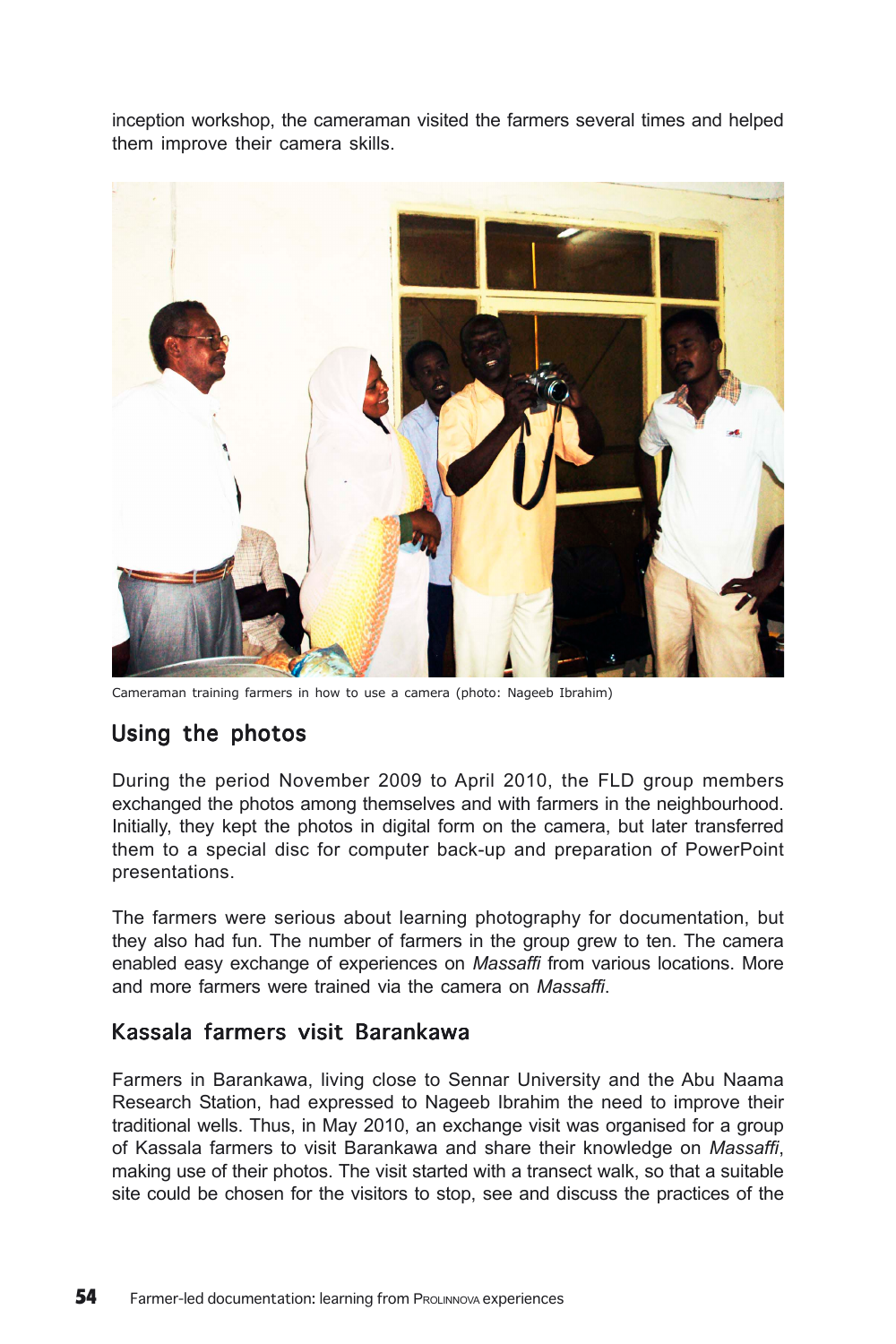inception workshop, the cameraman visited the farmers several times and helped them improve their camera skills.

Cameraman training farmers in how to use a camera (photo: Nageeb Ibrahim)

## Using the photos

During the period November 2009 to April 2010, the FLD group members exchanged the photos among themselves and with farmers in the neighbourhood. Initially, they kept the photos in digital form on the camera, but later transferred them to a special disc for computer back-up and preparation of PowerPoint presentations.

The farmers were serious about learning photography for documentation, but they also had fun. The number of farmers in the group grew to ten. The camera enabled easy exchange of experiences on *Massaffi* from various locations. More and more farmers were trained via the camera on *Massaffi*.

## Kassala farmers visit Barankawa

Farmers in Barankawa, living close to Sennar University and the Abu Naama Research Station, had expressed to Nageeb Ibrahim the need to improve their traditional wells. Thus, in May 2010, an exchange visit was organised for a group of Kassala farmers to visit Barankawa and share their knowledge on *Massaffi*, making use of their photos. The visit started with a transect walk, so that a suitable site could be chosen for the visitors to stop, see and discuss the practices of the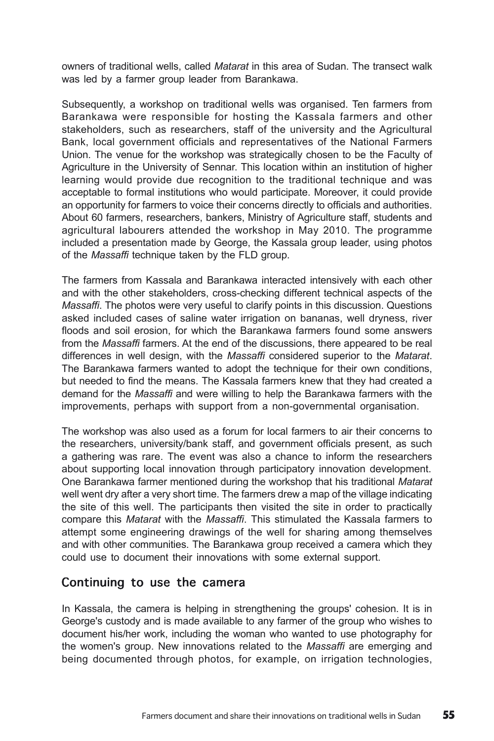owners of traditional wells, called *Matarat* in this area of Sudan. The transect walk was led by a farmer group leader from Barankawa.

Subsequently, a workshop on traditional wells was organised. Ten farmers from Barankawa were responsible for hosting the Kassala farmers and other stakeholders, such as researchers, staff of the university and the Agricultural Bank, local government officials and representatives of the National Farmers Union. The venue for the workshop was strategically chosen to be the Faculty of Agriculture in the University of Sennar. This location within an institution of higher learning would provide due recognition to the traditional technique and was acceptable to formal institutions who would participate. Moreover, it could provide an opportunity for farmers to voice their concerns directly to officials and authorities. About 60 farmers, researchers, bankers, Ministry of Agriculture staff, students and agricultural labourers attended the workshop in May 2010. The programme included a presentation made by George, the Kassala group leader, using photos of the *Massaffi* technique taken by the FLD group.

The farmers from Kassala and Barankawa interacted intensively with each other and with the other stakeholders, cross-checking different technical aspects of the *Massaffi*. The photos were very useful to clarify points in this discussion. Questions asked included cases of saline water irrigation on bananas, well dryness, river floods and soil erosion, for which the Barankawa farmers found some answers from the *Massaffi* farmers. At the end of the discussions, there appeared to be real differences in well design, with the *Massaffi* considered superior to the *Matarat*. The Barankawa farmers wanted to adopt the technique for their own conditions, but needed to find the means. The Kassala farmers knew that they had created a demand for the *Massaffi* and were willing to help the Barankawa farmers with the improvements, perhaps with support from a non-governmental organisation.

The workshop was also used as a forum for local farmers to air their concerns to the researchers, university/bank staff, and government officials present, as such a gathering was rare. The event was also a chance to inform the researchers about supporting local innovation through participatory innovation development. One Barankawa farmer mentioned during the workshop that his traditional *Matarat* well went dry after a very short time. The farmers drew a map of the village indicating the site of this well. The participants then visited the site in order to practically compare this *Matarat* with the *Massaffi*. This stimulated the Kassala farmers to attempt some engineering drawings of the well for sharing among themselves and with other communities. The Barankawa group received a camera which they could use to document their innovations with some external support.

## Continuing to use the camera

In Kassala, the camera is helping in strengthening the groups' cohesion. It is in George's custody and is made available to any farmer of the group who wishes to document his/her work, including the woman who wanted to use photography for the women's group. New innovations related to the *Massaffi* are emerging and being documented through photos, for example, on irrigation technologies,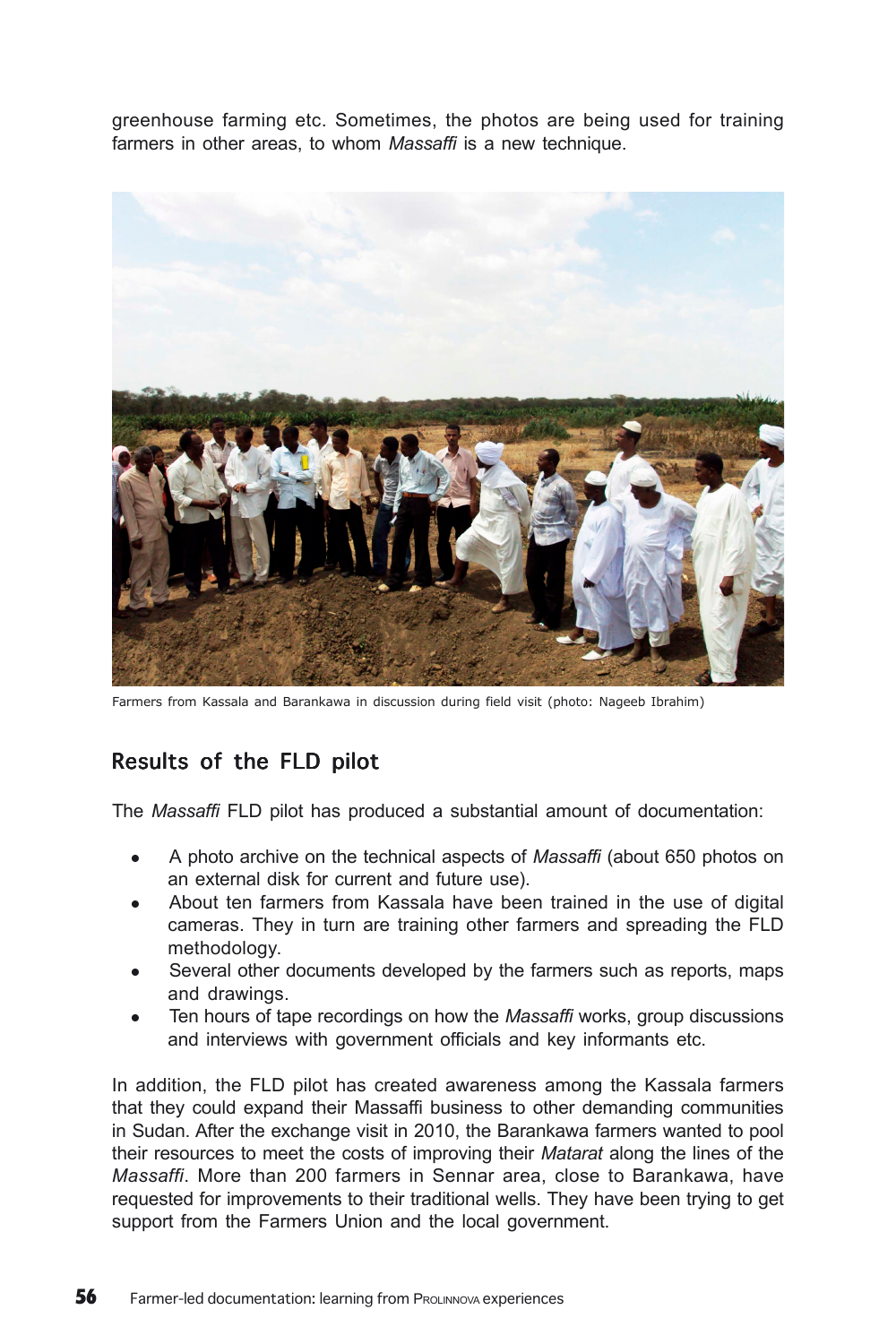greenhouse farming etc. Sometimes, the photos are being used for training farmers in other areas, to whom *Massaffi* is a new technique.

Farmers from Kassala and Barankawa in discussion during field visit (photo: Nageeb Ibrahim)

## Results of the FLD pilot

The *Massaffi* FLD pilot has produced a substantial amount of documentation:

- A photo archive on the technical aspects of *Massaffi* (about 650 photos on an external disk for current and future use).
- About ten farmers from Kassala have been trained in the use of digital cameras. They in turn are training other farmers and spreading the FLD methodology.
- Several other documents developed by the farmers such as reports, maps and drawings.
- Ten hours of tape recordings on how the *Massaffi* works, group discussions and interviews with government officials and key informants etc.

In addition, the FLD pilot has created awareness among the Kassala farmers that they could expand their Massaffi business to other demanding communities in Sudan. After the exchange visit in 2010, the Barankawa farmers wanted to pool their resources to meet the costs of improving their *Matarat* along the lines of the *Massaffi*. More than 200 farmers in Sennar area, close to Barankawa, have requested for improvements to their traditional wells. They have been trying to get support from the Farmers Union and the local government.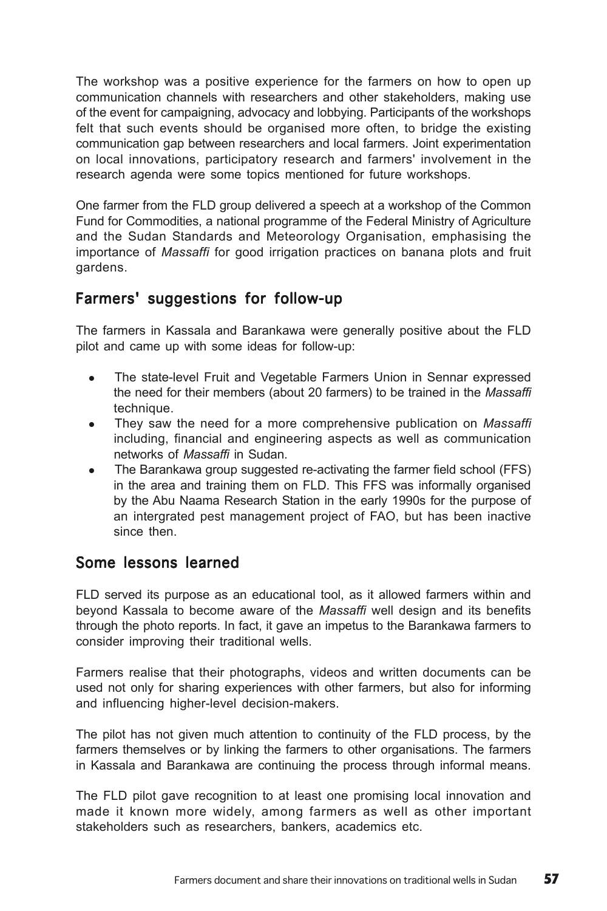The workshop was a positive experience for the farmers on how to open up communication channels with researchers and other stakeholders, making use of the event for campaigning, advocacy and lobbying. Participants of the workshops felt that such events should be organised more often, to bridge the existing communication gap between researchers and local farmers. Joint experimentation on local innovations, participatory research and farmers' involvement in the research agenda were some topics mentioned for future workshops.

One farmer from the FLD group delivered a speech at a workshop of the Common Fund for Commodities, a national programme of the Federal Ministry of Agriculture and the Sudan Standards and Meteorology Organisation, emphasising the importance of *Massaffi* for good irrigation practices on banana plots and fruit gardens.

## Farmers' suggestions for follow-up

The farmers in Kassala and Barankawa were generally positive about the FLD pilot and came up with some ideas for follow-up:

- The state-level Fruit and Vegetable Farmers Union in Sennar expressed the need for their members (about 20 farmers) to be trained in the *Massaffi* technique.
- They saw the need for a more comprehensive publication on *Massaffi* including, financial and engineering aspects as well as communication networks of *Massaffi* in Sudan.
- The Barankawa group suggested re-activating the farmer field school (FFS) in the area and training them on FLD. This FFS was informally organised by the Abu Naama Research Station in the early 1990s for the purpose of an intergrated pest management project of FAO, but has been inactive since then.

## Some lessons learned

FLD served its purpose as an educational tool, as it allowed farmers within and beyond Kassala to become aware of the *Massaffi* well design and its benefits through the photo reports. In fact, it gave an impetus to the Barankawa farmers to consider improving their traditional wells.

Farmers realise that their photographs, videos and written documents can be used not only for sharing experiences with other farmers, but also for informing and influencing higher-level decision-makers.

The pilot has not given much attention to continuity of the FLD process, by the farmers themselves or by linking the farmers to other organisations. The farmers in Kassala and Barankawa are continuing the process through informal means.

The FLD pilot gave recognition to at least one promising local innovation and made it known more widely, among farmers as well as other important stakeholders such as researchers, bankers, academics etc.